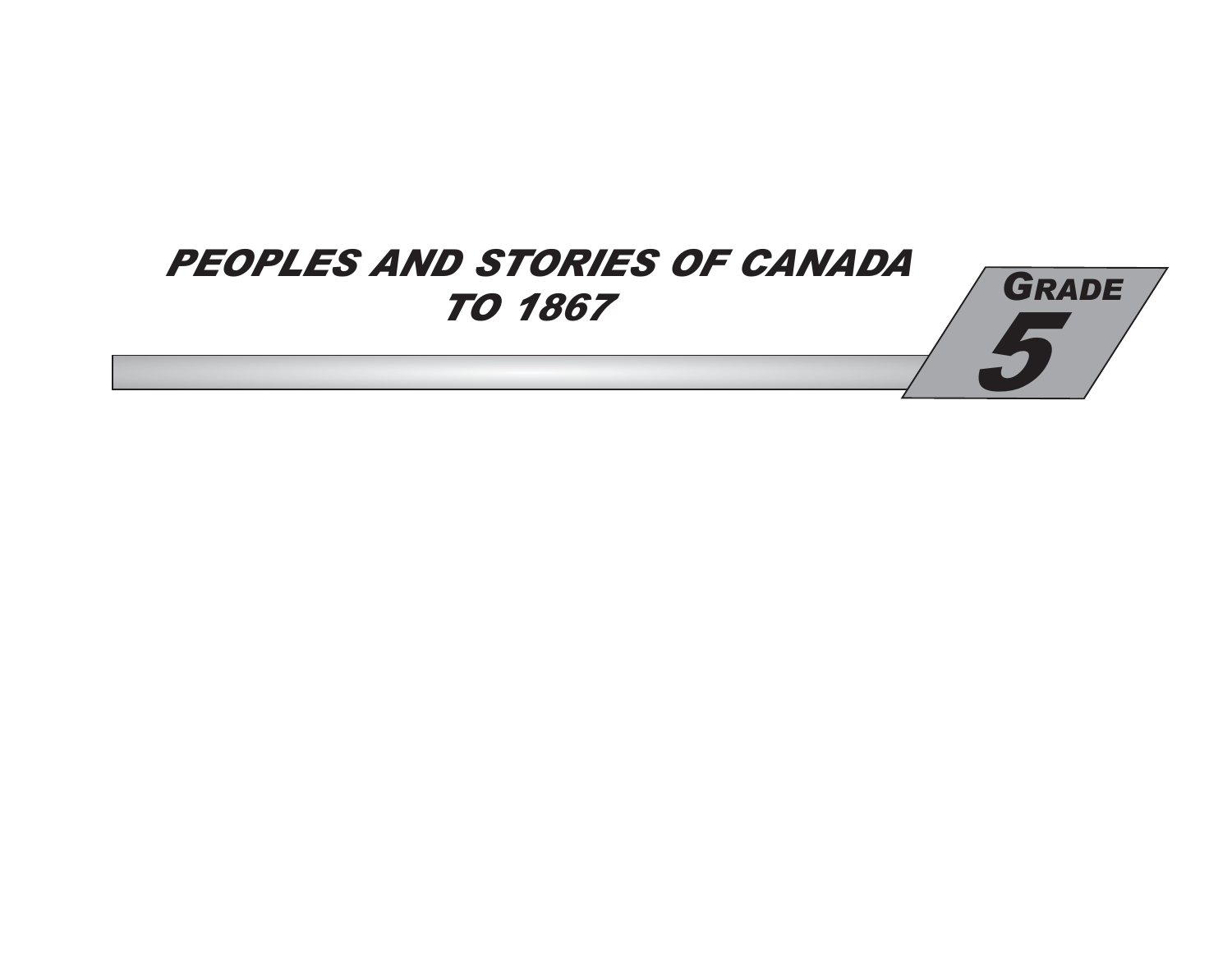# PEOPLES AND STORIES OF CANADA TO 1867

GRADE 5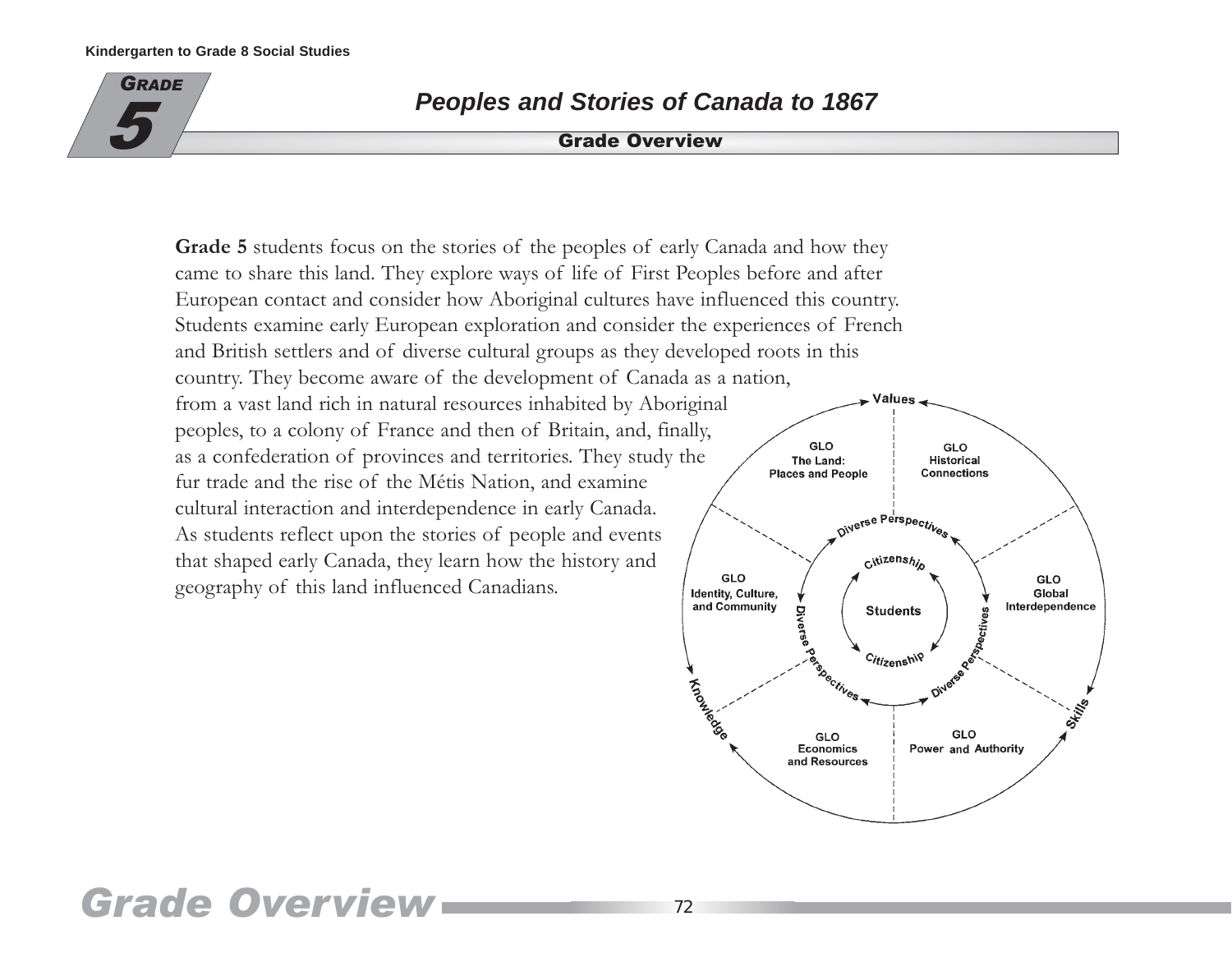# Grade 5

## Peoples and Stories of Canada to 1867

### Grade Overview

**Grade 5** students focus on the stories of the peoples of early Canada and how they came to share this land. They explore ways of life of First Peoples before and after European contact and consider how Aboriginal cultures have influenced this country. Students examine early European exploration and consider the experiences of French and British settlers and of diverse cultural groups as they developed roots in this country. They become aware of the development of Canada as a nation, from a vast land rich in natural resources inhabited by Aboriginal peoples, to a colony of France and then of Britain, and, finally, as a confederation of provinces and territories. They study the fur trade and the rise of the Métis Nation, and examine cultural interaction and interdependence in early Canada. As students reflect upon the stories of people and events that shaped early Canada, they learn how the history and geography of this land influenced Canadians.

Values

GLO The Land: Places and People

GLO Historical Connections

GLO Identity, Culture, and Community

GLO Global Interdependence

GLO Economics and Resources

GLO Power and Authority

Diverse Perspectives

Citizenship

Students

Knowledge

Skills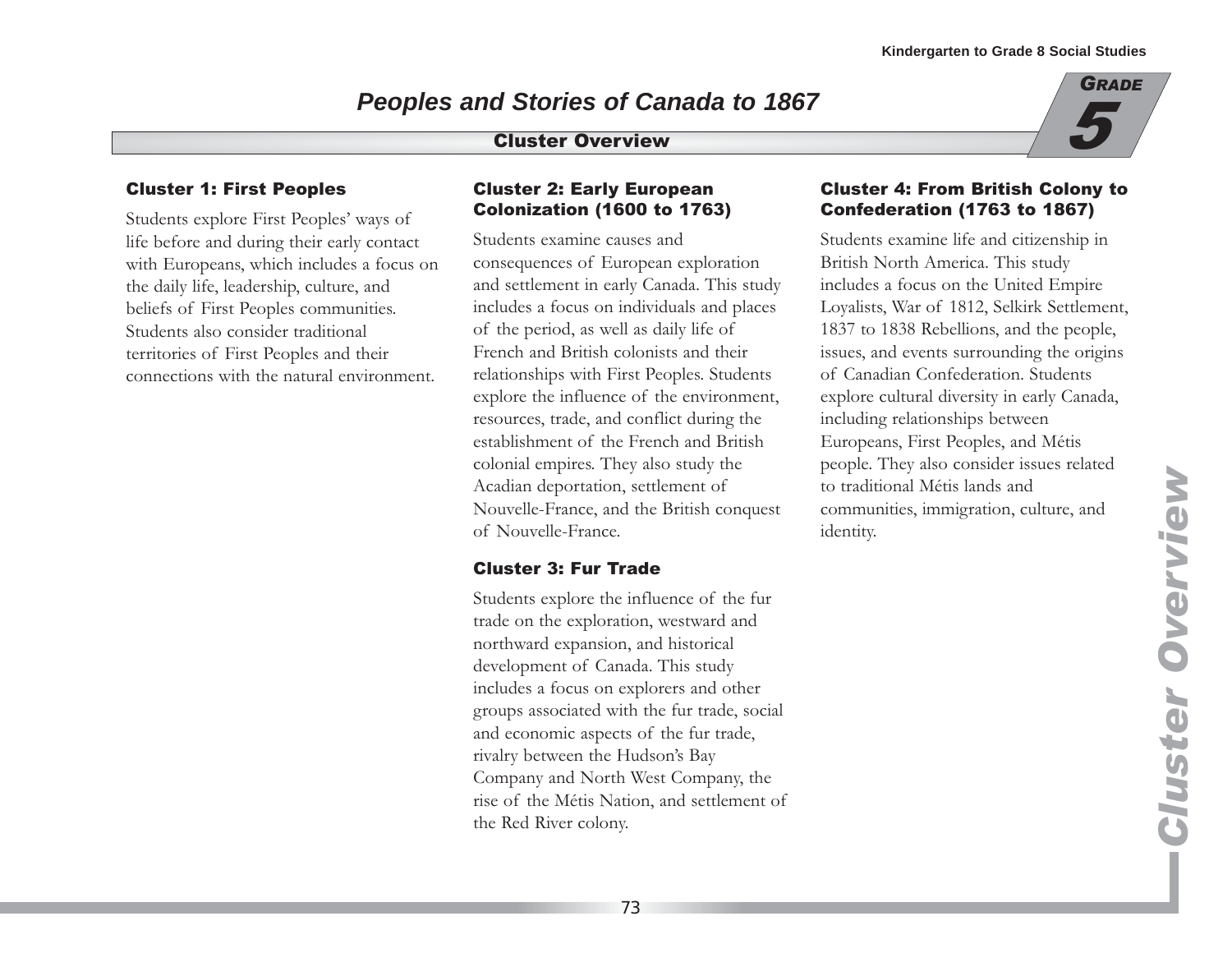# Peoples and Stories of Canada to 1867

## Cluster Overview

### Cluster 1: First Peoples

Students explore First Peoples' ways of life before and during their early contact with Europeans, which includes a focus on the daily life, leadership, culture, and beliefs of First Peoples communities. Students also consider traditional territories of First Peoples and their connections with the natural environment.

### Cluster 2: Early European Colonization (1600 to 1763)

Students examine causes and consequences of European exploration and settlement in early Canada. This study includes a focus on individuals and places of the period, as well as daily life of French and British colonists and their relationships with First Peoples. Students explore the influence of the environment, resources, trade, and conflict during the establishment of the French and British colonial empires. They also study the Acadian deportation, settlement of Nouvelle-France, and the British conquest of Nouvelle-France.

### Cluster 3: Fur Trade

Students explore the influence of the fur trade on the exploration, westward and northward expansion, and historical development of Canada. This study includes a focus on explorers and other groups associated with the fur trade, social and economic aspects of the fur trade, rivalry between the Hudson's Bay Company and North West Company, the rise of the Métis Nation, and settlement of the Red River colony.

### Cluster 4: From British Colony to Confederation (1763 to 1867)

Students examine life and citizenship in British North America. This study includes a focus on the United Empire Loyalists, War of 1812, Selkirk Settlement, 1837 to 1838 Rebellions, and the people, issues, and events surrounding the origins of Canadian Confederation. Students explore cultural diversity in early Canada, including relationships between Europeans, First Peoples, and Métis people. They also consider issues related to traditional Métis lands and communities, immigration, culture, and identity.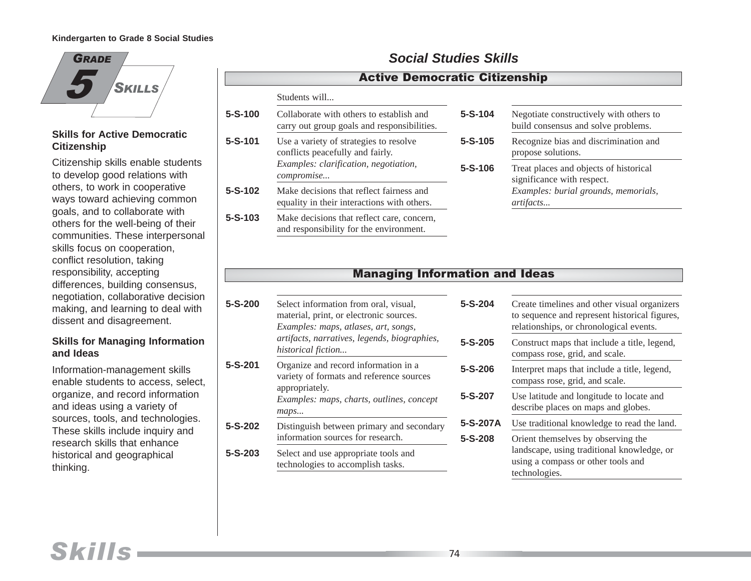# Grade 5 Skills

### Skills for Active Democratic Citizenship

Citizenship skills enable students to develop good relations with others, to work in cooperative ways toward achieving common goals, and to collaborate with others for the well-being of their communities. These interpersonal skills focus on cooperation, conflict resolution, taking responsibility, accepting differences, building consensus, negotiation, collaborative decision making, and learning to deal with dissent and disagreement.

### Skills for Managing Information and Ideas

Information-management skills enable students to access, select, organize, and record information and ideas using a variety of sources, tools, and technologies. These skills include inquiry and research skills that enhance historical and geographical thinking.

## Social Studies Skills

### Active Democratic Citizenship

Students will...

**5-S-100** Collaborate with others to establish and carry out group goals and responsibilities.

**5-S-101** Use a variety of strategies to resolve conflicts peacefully and fairly.
*Examples: clarification, negotiation, compromise...*

**5-S-102** Make decisions that reflect fairness and equality in their interactions with others.

**5-S-103** Make decisions that reflect care, concern, and responsibility for the environment.

**5-S-104** Negotiate constructively with others to build consensus and solve problems.

**5-S-105** Recognize bias and discrimination and propose solutions.

**5-S-106** Treat places and objects of historical significance with respect.
*Examples: burial grounds, memorials, artifacts...*

### Managing Information and Ideas

**5-S-200** Select information from oral, visual, material, print, or electronic sources.
*Examples: maps, atlases, art, songs, artifacts, narratives, legends, biographies, historical fiction...*

**5-S-201** Organize and record information in a variety of formats and reference sources appropriately.
*Examples: maps, charts, outlines, concept maps...*

**5-S-202** Distinguish between primary and secondary information sources for research.

**5-S-203** Select and use appropriate tools and technologies to accomplish tasks.

**5-S-204** Create timelines and other visual organizers to sequence and represent historical figures, relationships, or chronological events.

**5-S-205** Construct maps that include a title, legend, compass rose, grid, and scale.

**5-S-206** Interpret maps that include a title, legend, compass rose, grid, and scale.

**5-S-207** Use latitude and longitude to locate and describe places on maps and globes.

**5-S-207A** Use traditional knowledge to read the land.

**5-S-208** Orient themselves by observing the landscape, using traditional knowledge, or using a compass or other tools and technologies.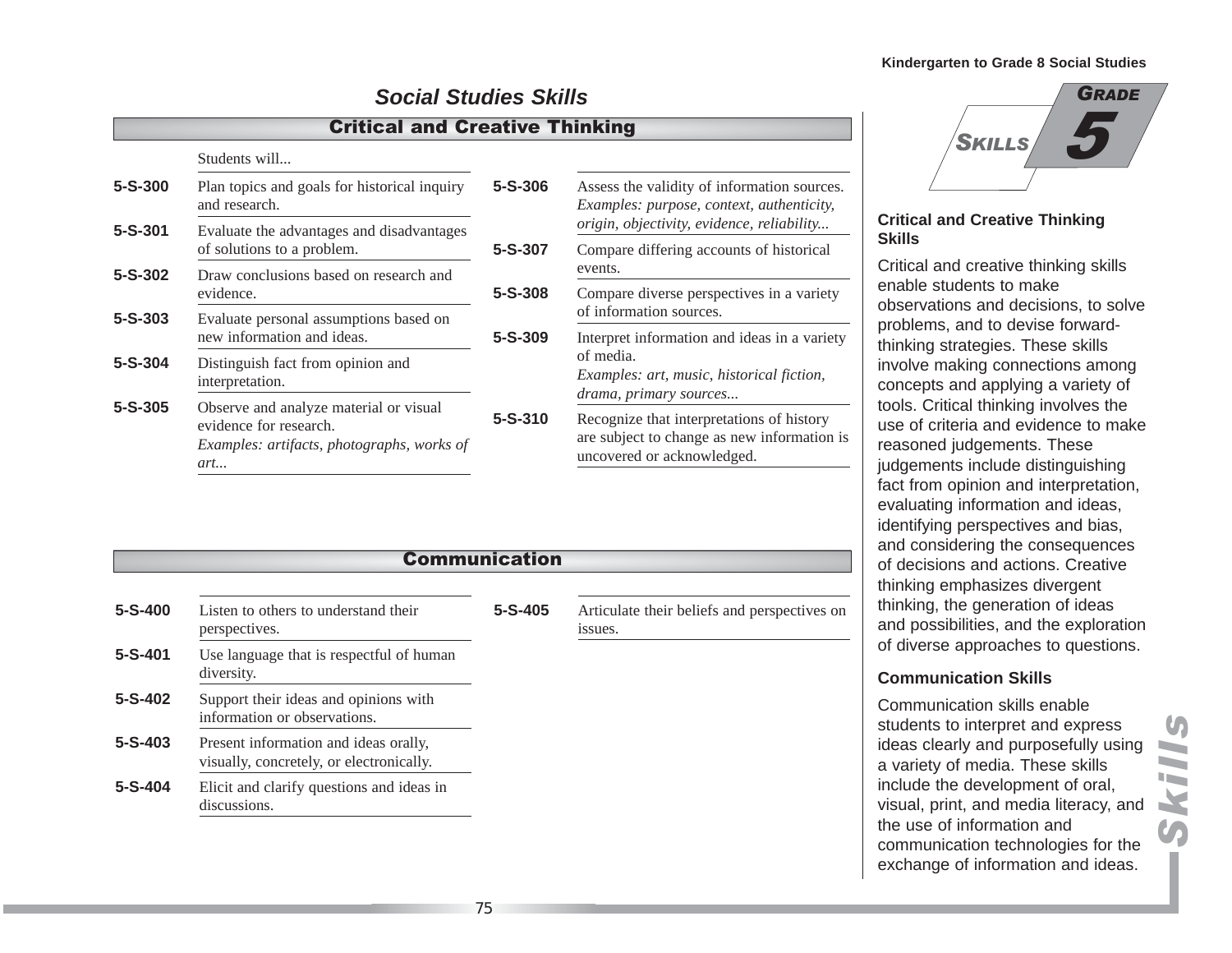## Social Studies Skills

### Critical and Creative Thinking

Students will...

**5-S-300** Plan topics and goals for historical inquiry and research.

**5-S-301** Evaluate the advantages and disadvantages of solutions to a problem.

**5-S-302** Draw conclusions based on research and evidence.

**5-S-303** Evaluate personal assumptions based on new information and ideas.

**5-S-304** Distinguish fact from opinion and interpretation.

**5-S-305** Observe and analyze material or visual evidence for research.
*Examples: artifacts, photographs, works of art...*

**5-S-306** Assess the validity of information sources.
*Examples: purpose, context, authenticity, origin, objectivity, evidence, reliability...*

**5-S-307** Compare differing accounts of historical events.

**5-S-308** Compare diverse perspectives in a variety of information sources.

**5-S-309** Interpret information and ideas in a variety of media.
*Examples: art, music, historical fiction, drama, primary sources...*

**5-S-310** Recognize that interpretations of history are subject to change as new information is uncovered or acknowledged.

### Communication

**5-S-400** Listen to others to understand their perspectives.

**5-S-401** Use language that is respectful of human diversity.

**5-S-402** Support their ideas and opinions with information or observations.

**5-S-403** Present information and ideas orally, visually, concretely, or electronically.

**5-S-404** Elicit and clarify questions and ideas in discussions.

**5-S-405** Articulate their beliefs and perspectives on issues.

**Grade 5 Skills**

#### Critical and Creative Thinking Skills

Critical and creative thinking skills enable students to make observations and decisions, to solve problems, and to devise forward-thinking strategies. These skills involve making connections among concepts and applying a variety of tools. Critical thinking involves the use of criteria and evidence to make reasoned judgements. These judgements include distinguishing fact from opinion and interpretation, evaluating information and ideas, identifying perspectives and bias, and considering the consequences of decisions and actions. Creative thinking emphasizes divergent thinking, the generation of ideas and possibilities, and the exploration of diverse approaches to questions.

#### Communication Skills

Communication skills enable students to interpret and express ideas clearly and purposefully using a variety of media. These skills include the development of oral, visual, print, and media literacy, and the use of information and communication technologies for the exchange of information and ideas.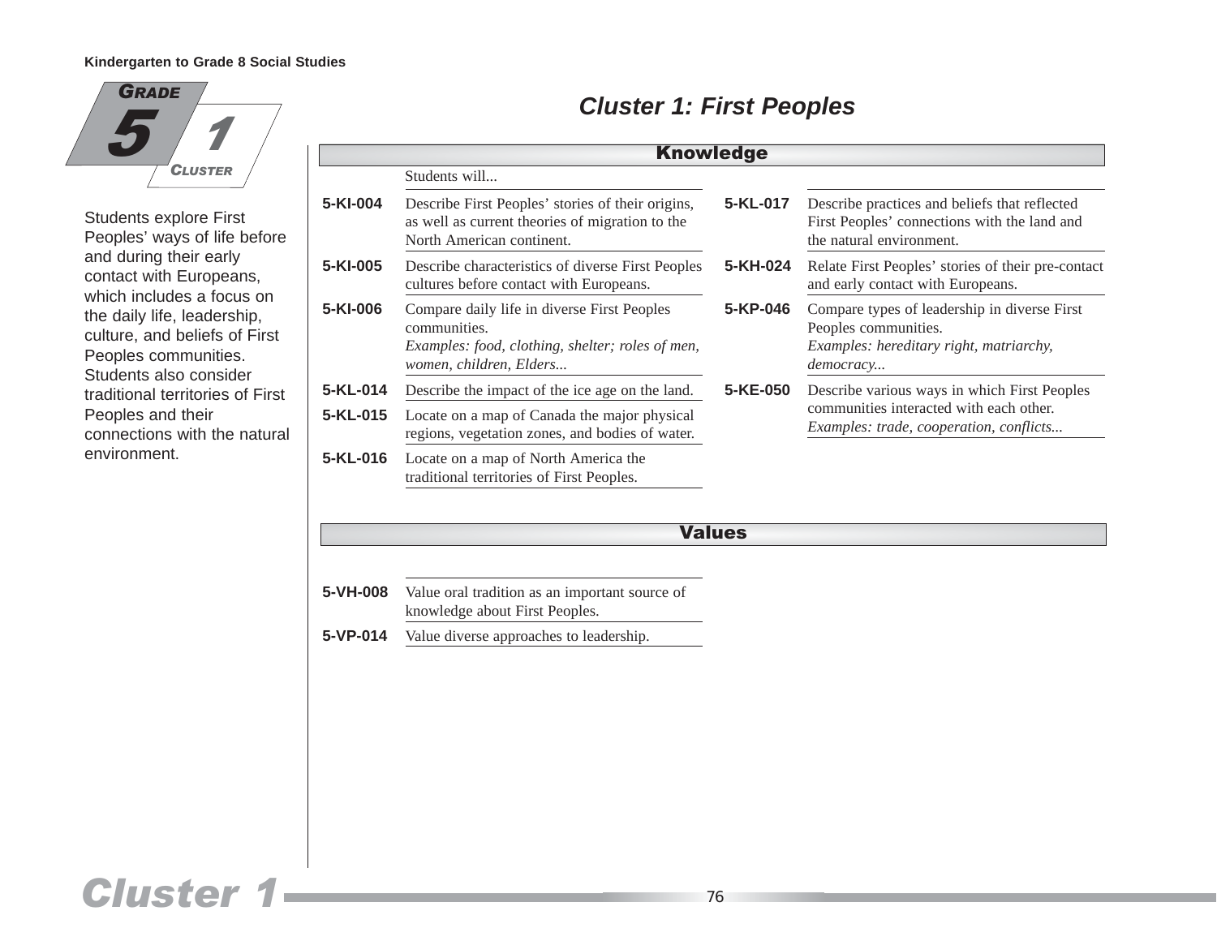**Grade 5 — Cluster 1**

# Cluster 1: First Peoples

Students explore First Peoples' ways of life before and during their early contact with Europeans, which includes a focus on the daily life, leadership, culture, and beliefs of First Peoples communities. Students also consider traditional territories of First Peoples and their connections with the natural environment.

## Knowledge

Students will...

**5-KI-004** Describe First Peoples' stories of their origins, as well as current theories of migration to the North American continent.

**5-KI-005** Describe characteristics of diverse First Peoples cultures before contact with Europeans.

**5-KI-006** Compare daily life in diverse First Peoples communities.
*Examples: food, clothing, shelter; roles of men, women, children, Elders...*

**5-KL-014** Describe the impact of the ice age on the land.

**5-KL-015** Locate on a map of Canada the major physical regions, vegetation zones, and bodies of water.

**5-KL-016** Locate on a map of North America the traditional territories of First Peoples.

**5-KL-017** Describe practices and beliefs that reflected First Peoples' connections with the land and the natural environment.

**5-KH-024** Relate First Peoples' stories of their pre-contact and early contact with Europeans.

**5-KP-046** Compare types of leadership in diverse First Peoples communities.
*Examples: hereditary right, matriarchy, democracy...*

**5-KE-050** Describe various ways in which First Peoples communities interacted with each other.
*Examples: trade, cooperation, conflicts...*

## Values

**5-VH-008** Value oral tradition as an important source of knowledge about First Peoples.

**5-VP-014** Value diverse approaches to leadership.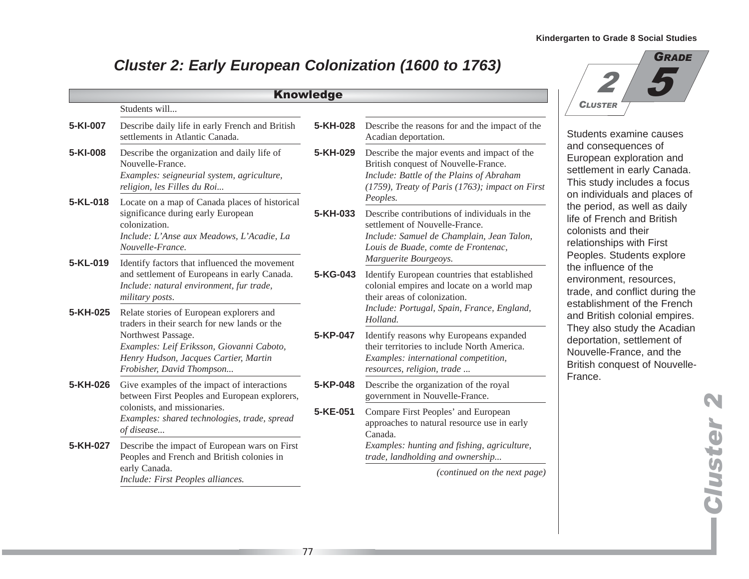# Cluster 2: Early European Colonization (1600 to 1763)

**Grade 5 — Cluster 2**

Students examine causes and consequences of European exploration and settlement in early Canada. This study includes a focus on individuals and places of the period, as well as daily life of French and British colonists and their relationships with First Peoples. Students explore the influence of the environment, resources, trade, and conflict during the establishment of the French and British colonial empires. They also study the Acadian deportation, settlement of Nouvelle-France, and the British conquest of Nouvelle-France.

## Knowledge

Students will...

**5-KI-007** Describe daily life in early French and British settlements in Atlantic Canada.

**5-KI-008** Describe the organization and daily life of Nouvelle-France.
*Examples: seigneurial system, agriculture, religion, les Filles du Roi...*

**5-KL-018** Locate on a map of Canada places of historical significance during early European colonization.
*Include: L'Anse aux Meadows, L'Acadie, La Nouvelle-France.*

**5-KL-019** Identify factors that influenced the movement and settlement of Europeans in early Canada.
*Include: natural environment, fur trade, military posts.*

**5-KH-025** Relate stories of European explorers and traders in their search for new lands or the Northwest Passage.
*Examples: Leif Eriksson, Giovanni Caboto, Henry Hudson, Jacques Cartier, Martin Frobisher, David Thompson...*

**5-KH-026** Give examples of the impact of interactions between First Peoples and European explorers, colonists, and missionaries.
*Examples: shared technologies, trade, spread of disease...*

**5-KH-027** Describe the impact of European wars on First Peoples and French and British colonies in early Canada.
*Include: First Peoples alliances.*

**5-KH-028** Describe the reasons for and the impact of the Acadian deportation.

**5-KH-029** Describe the major events and impact of the British conquest of Nouvelle-France.
*Include: Battle of the Plains of Abraham (1759), Treaty of Paris (1763); impact on First Peoples.*

**5-KH-033** Describe contributions of individuals in the settlement of Nouvelle-France.
*Include: Samuel de Champlain, Jean Talon, Louis de Buade, comte de Frontenac, Marguerite Bourgeoys.*

**5-KG-043** Identify European countries that established colonial empires and locate on a world map their areas of colonization.
*Include: Portugal, Spain, France, England, Holland.*

**5-KP-047** Identify reasons why Europeans expanded their territories to include North America.
*Examples: international competition, resources, religion, trade ...*

**5-KP-048** Describe the organization of the royal government in Nouvelle-France.

**5-KE-051** Compare First Peoples' and European approaches to natural resource use in early Canada.
*Examples: hunting and fishing, agriculture, trade, landholding and ownership...*

*(continued on the next page)*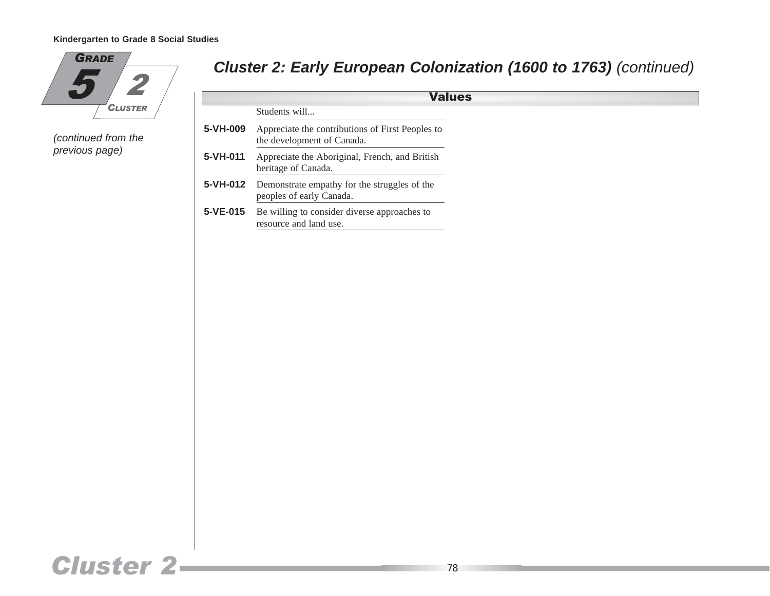## Cluster 2: Early European Colonization (1600 to 1763) *(continued)*

*(continued from the previous page)*

### Values

Students will...

| | |
|---|---|
| **5-VH-009** | Appreciate the contributions of First Peoples to the development of Canada. |
| **5-VH-011** | Appreciate the Aboriginal, French, and British heritage of Canada. |
| **5-VH-012** | Demonstrate empathy for the struggles of the peoples of early Canada. |
| **5-VE-015** | Be willing to consider diverse approaches to resource and land use. |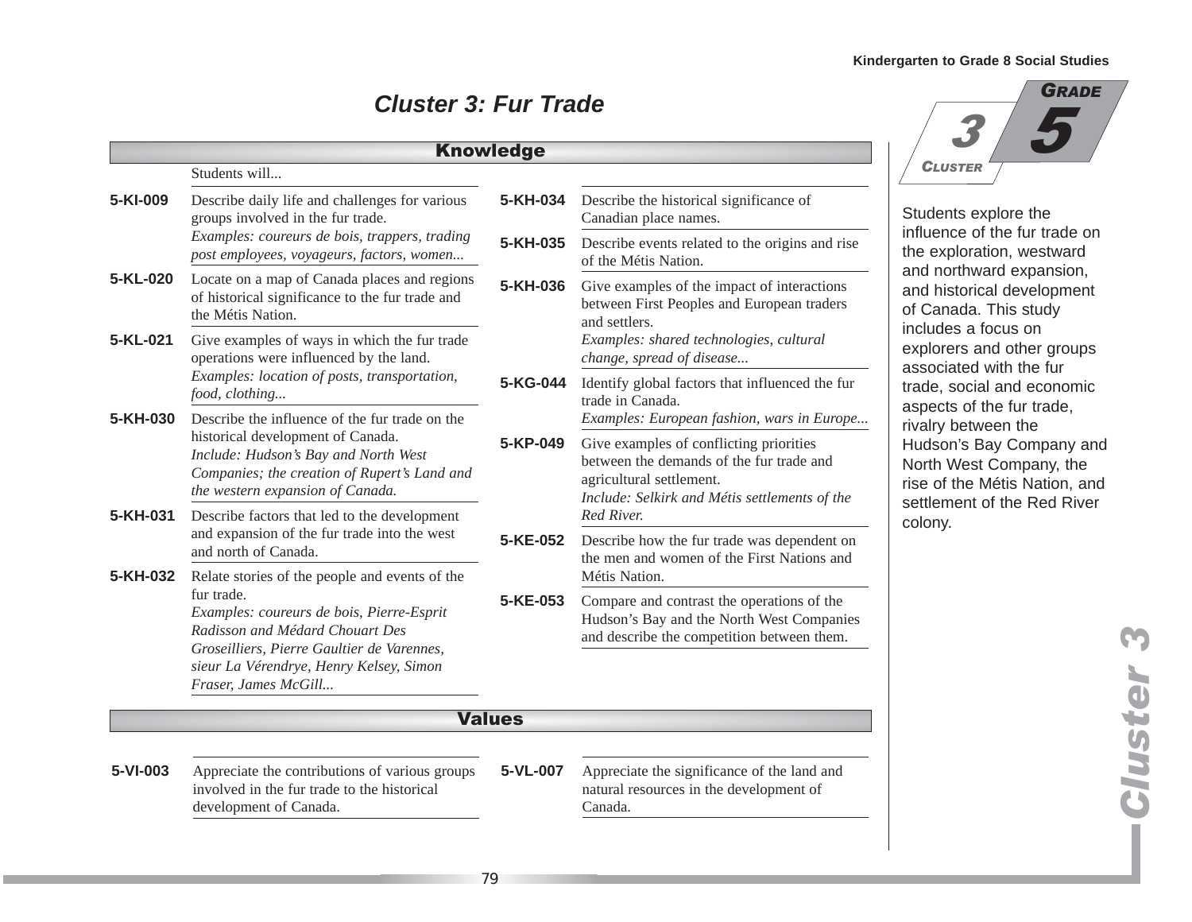# Cluster 3: Fur Trade

**Grade 5 — Cluster 3**

Students explore the influence of the fur trade on the exploration, westward and northward expansion, and historical development of Canada. This study includes a focus on explorers and other groups associated with the fur trade, social and economic aspects of the fur trade, rivalry between the Hudson's Bay Company and North West Company, the rise of the Métis Nation, and settlement of the Red River colony.

## Knowledge

Students will...

**5-KI-009** Describe daily life and challenges for various groups involved in the fur trade.
*Examples: coureurs de bois, trappers, trading post employees, voyageurs, factors, women...*

**5-KL-020** Locate on a map of Canada places and regions of historical significance to the fur trade and the Métis Nation.

**5-KL-021** Give examples of ways in which the fur trade operations were influenced by the land.
*Examples: location of posts, transportation, food, clothing...*

**5-KH-030** Describe the influence of the fur trade on the historical development of Canada.
*Include: Hudson's Bay and North West Companies; the creation of Rupert's Land and the western expansion of Canada.*

**5-KH-031** Describe factors that led to the development and expansion of the fur trade into the west and north of Canada.

**5-KH-032** Relate stories of the people and events of the fur trade.
*Examples: coureurs de bois, Pierre-Esprit Radisson and Médard Chouart Des Groseilliers, Pierre Gaultier de Varennes, sieur La Vérendrye, Henry Kelsey, Simon Fraser, James McGill...*

**5-KH-034** Describe the historical significance of Canadian place names.

**5-KH-035** Describe events related to the origins and rise of the Métis Nation.

**5-KH-036** Give examples of the impact of interactions between First Peoples and European traders and settlers.
*Examples: shared technologies, cultural change, spread of disease...*

**5-KG-044** Identify global factors that influenced the fur trade in Canada.
*Examples: European fashion, wars in Europe...*

**5-KP-049** Give examples of conflicting priorities between the demands of the fur trade and agricultural settlement.
*Include: Selkirk and Métis settlements of the Red River.*

**5-KE-052** Describe how the fur trade was dependent on the men and women of the First Nations and Métis Nation.

**5-KE-053** Compare and contrast the operations of the Hudson's Bay and the North West Companies and describe the competition between them.

## Values

**5-VI-003** Appreciate the contributions of various groups involved in the fur trade to the historical development of Canada.

**5-VL-007** Appreciate the significance of the land and natural resources in the development of Canada.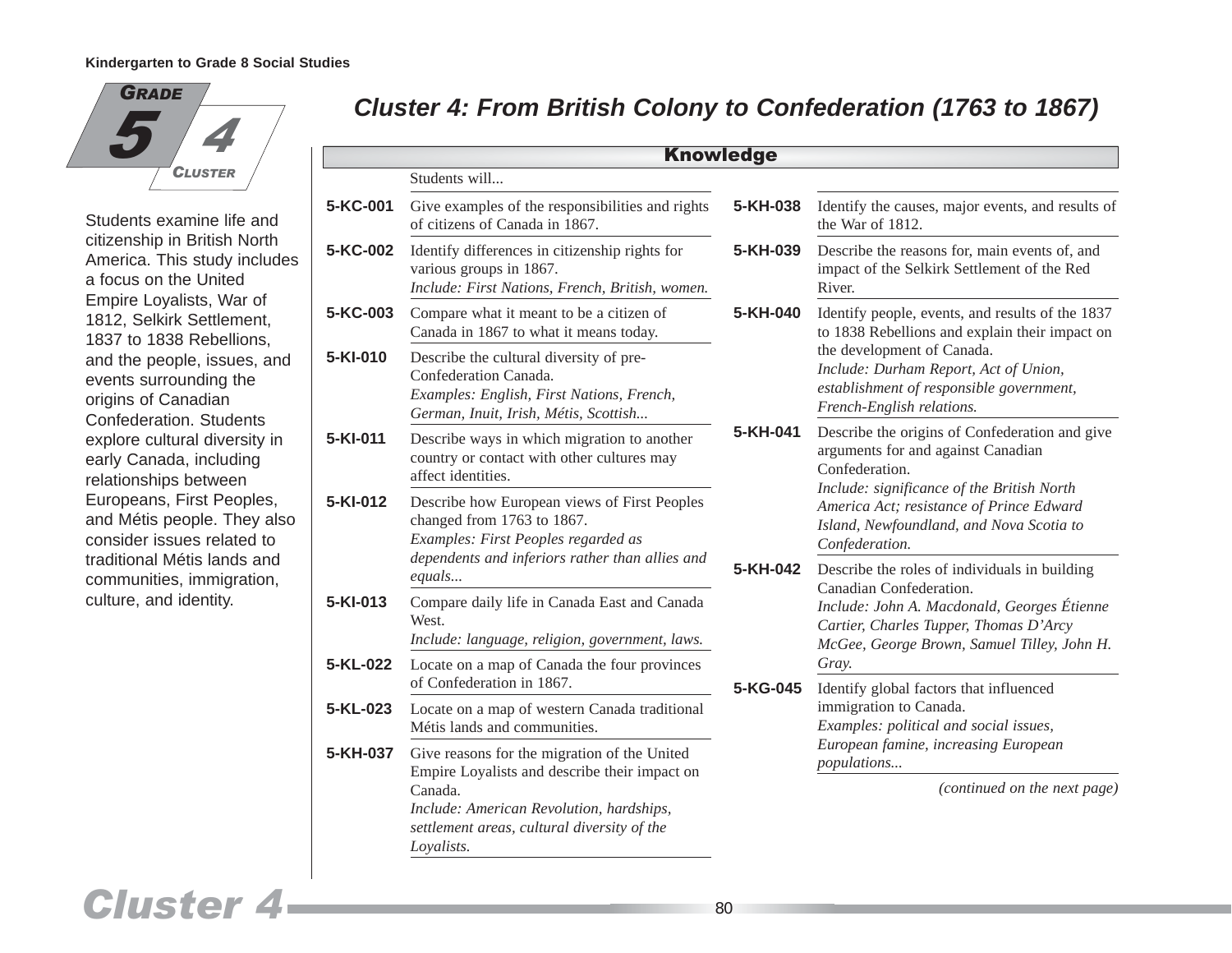# Cluster 4: From British Colony to Confederation (1763 to 1867)

Grade 5 — Cluster 4

Students examine life and citizenship in British North America. This study includes a focus on the United Empire Loyalists, War of 1812, Selkirk Settlement, 1837 to 1838 Rebellions, and the people, issues, and events surrounding the origins of Canadian Confederation. Students explore cultural diversity in early Canada, including relationships between Europeans, First Peoples, and Métis people. They also consider issues related to traditional Métis lands and communities, immigration, culture, and identity.

## Knowledge

Students will...

**5-KC-001** Give examples of the responsibilities and rights of citizens of Canada in 1867.

**5-KC-002** Identify differences in citizenship rights for various groups in 1867.
*Include: First Nations, French, British, women.*

**5-KC-003** Compare what it meant to be a citizen of Canada in 1867 to what it means today.

**5-KI-010** Describe the cultural diversity of pre-Confederation Canada.
*Examples: English, First Nations, French, German, Inuit, Irish, Métis, Scottish...*

**5-KI-011** Describe ways in which migration to another country or contact with other cultures may affect identities.

**5-KI-012** Describe how European views of First Peoples changed from 1763 to 1867.
*Examples: First Peoples regarded as dependents and inferiors rather than allies and equals...*

**5-KI-013** Compare daily life in Canada East and Canada West.
*Include: language, religion, government, laws.*

**5-KL-022** Locate on a map of Canada the four provinces of Confederation in 1867.

**5-KL-023** Locate on a map of western Canada traditional Métis lands and communities.

**5-KH-037** Give reasons for the migration of the United Empire Loyalists and describe their impact on Canada.
*Include: American Revolution, hardships, settlement areas, cultural diversity of the Loyalists.*

**5-KH-038** Identify the causes, major events, and results of the War of 1812.

**5-KH-039** Describe the reasons for, main events of, and impact of the Selkirk Settlement of the Red River.

**5-KH-040** Identify people, events, and results of the 1837 to 1838 Rebellions and explain their impact on the development of Canada.
*Include: Durham Report, Act of Union, establishment of responsible government, French-English relations.*

**5-KH-041** Describe the origins of Confederation and give arguments for and against Canadian Confederation.
*Include: significance of the British North America Act; resistance of Prince Edward Island, Newfoundland, and Nova Scotia to Confederation.*

**5-KH-042** Describe the roles of individuals in building Canadian Confederation.
*Include: John A. Macdonald, Georges Étienne Cartier, Charles Tupper, Thomas D'Arcy McGee, George Brown, Samuel Tilley, John H. Gray.*

**5-KG-045** Identify global factors that influenced immigration to Canada.
*Examples: political and social issues, European famine, increasing European populations...*

*(continued on the next page)*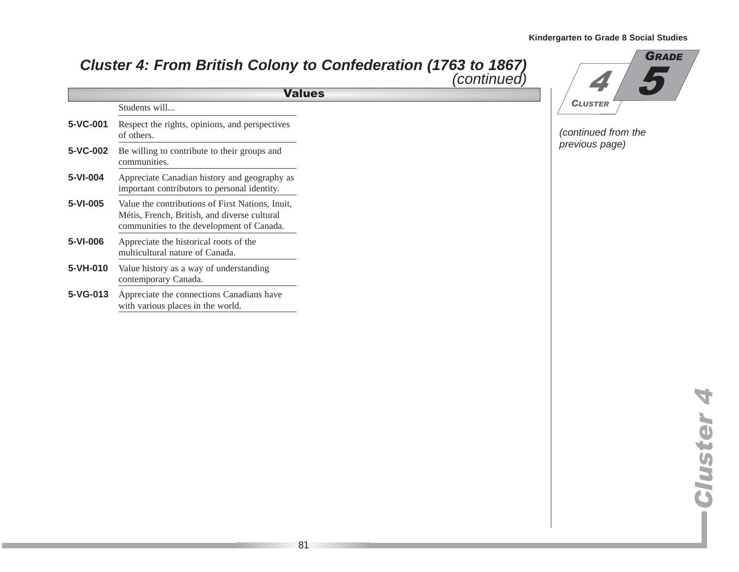## Cluster 4: From British Colony to Confederation (1763 to 1867) *(continued)*

### Values

| | Students will... |
|---|---|
| **5-VC-001** | Respect the rights, opinions, and perspectives of others. |
| **5-VC-002** | Be willing to contribute to their groups and communities. |
| **5-VI-004** | Appreciate Canadian history and geography as important contributors to personal identity. |
| **5-VI-005** | Value the contributions of First Nations, Inuit, Métis, French, British, and diverse cultural communities to the development of Canada. |
| **5-VI-006** | Appreciate the historical roots of the multicultural nature of Canada. |
| **5-VH-010** | Value history as a way of understanding contemporary Canada. |
| **5-VG-013** | Appreciate the connections Canadians have with various places in the world. |

*(continued from the previous page)*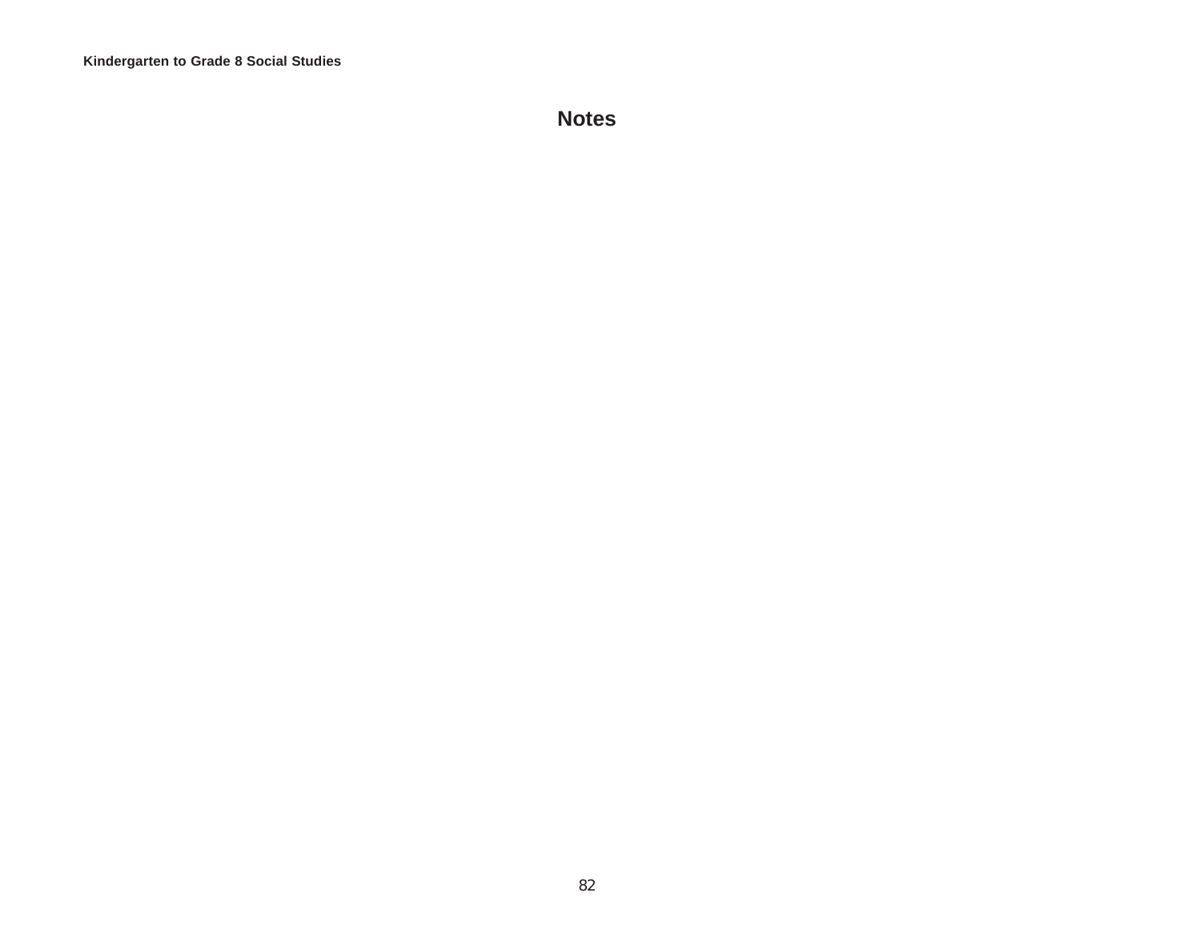# Notes